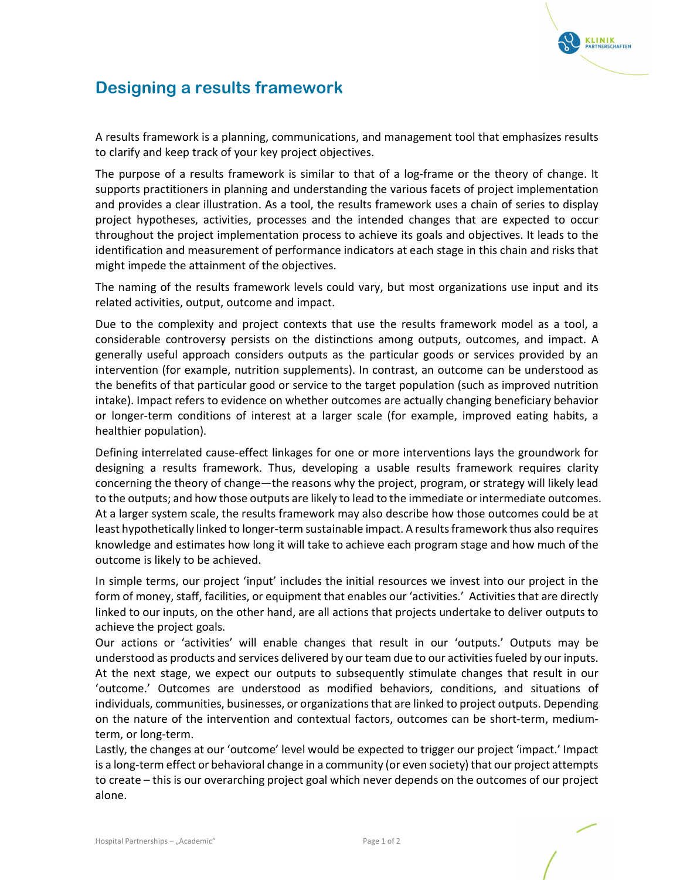# Designing a results framework

A results framework is a planning, communications, and management tool that emphasizes results to clarify and keep track of your key project objectives.

The purpose of a results framework is similar to that of a log-frame or the theory of change. It supports practitioners in planning and understanding the various facets of project implementation and provides a clear illustration. As a tool, the results framework uses a chain of series to display project hypotheses, activities, processes and the intended changes that are expected to occur throughout the project implementation process to achieve its goals and objectives. It leads to the identification and measurement of performance indicators at each stage in this chain and risks that might impede the attainment of the objectives.

The naming of the results framework levels could vary, but most organizations use input and its related activities, output, outcome and impact.

Due to the complexity and project contexts that use the results framework model as a tool, a considerable controversy persists on the distinctions among outputs, outcomes, and impact. A generally useful approach considers outputs as the particular goods or services provided by an intervention (for example, nutrition supplements). In contrast, an outcome can be understood as the benefits of that particular good or service to the target population (such as improved nutrition intake). Impact refers to evidence on whether outcomes are actually changing beneficiary behavior or longer-term conditions of interest at a larger scale (for example, improved eating habits, a healthier population).

Defining interrelated cause-effect linkages for one or more interventions lays the groundwork for designing a results framework. Thus, developing a usable results framework requires clarity concerning the theory of change—the reasons why the project, program, or strategy will likely lead to the outputs; and how those outputs are likely to lead to the immediate or intermediate outcomes. At a larger system scale, the results framework may also describe how those outcomes could be at least hypothetically linked to longer-term sustainable impact. A results framework thus also requires knowledge and estimates how long it will take to achieve each program stage and how much of the outcome is likely to be achieved.

In simple terms, our project 'input' includes the initial resources we invest into our project in the form of money, staff, facilities, or equipment that enables our 'activities.' Activities that are directly linked to our inputs, on the other hand, are all actions that projects undertake to deliver outputs to achieve the project goals.

Our actions or 'activities' will enable changes that result in our 'outputs.' Outputs may be understood as products and services delivered by our team due to our activities fueled by our inputs. At the next stage, we expect our outputs to subsequently stimulate changes that result in our 'outcome.' Outcomes are understood as modified behaviors, conditions, and situations of individuals, communities, businesses, or organizations that are linked to project outputs. Depending on the nature of the intervention and contextual factors, outcomes can be short-term, medium-term, or long-term.

Lastly, the changes at our 'outcome' level would be expected to trigger our project 'impact.' Impact is a long-term effect or behavioral change in a community (or even society) that our project attempts to create – this is our overarching project goal which never depends on the outcomes of our project alone.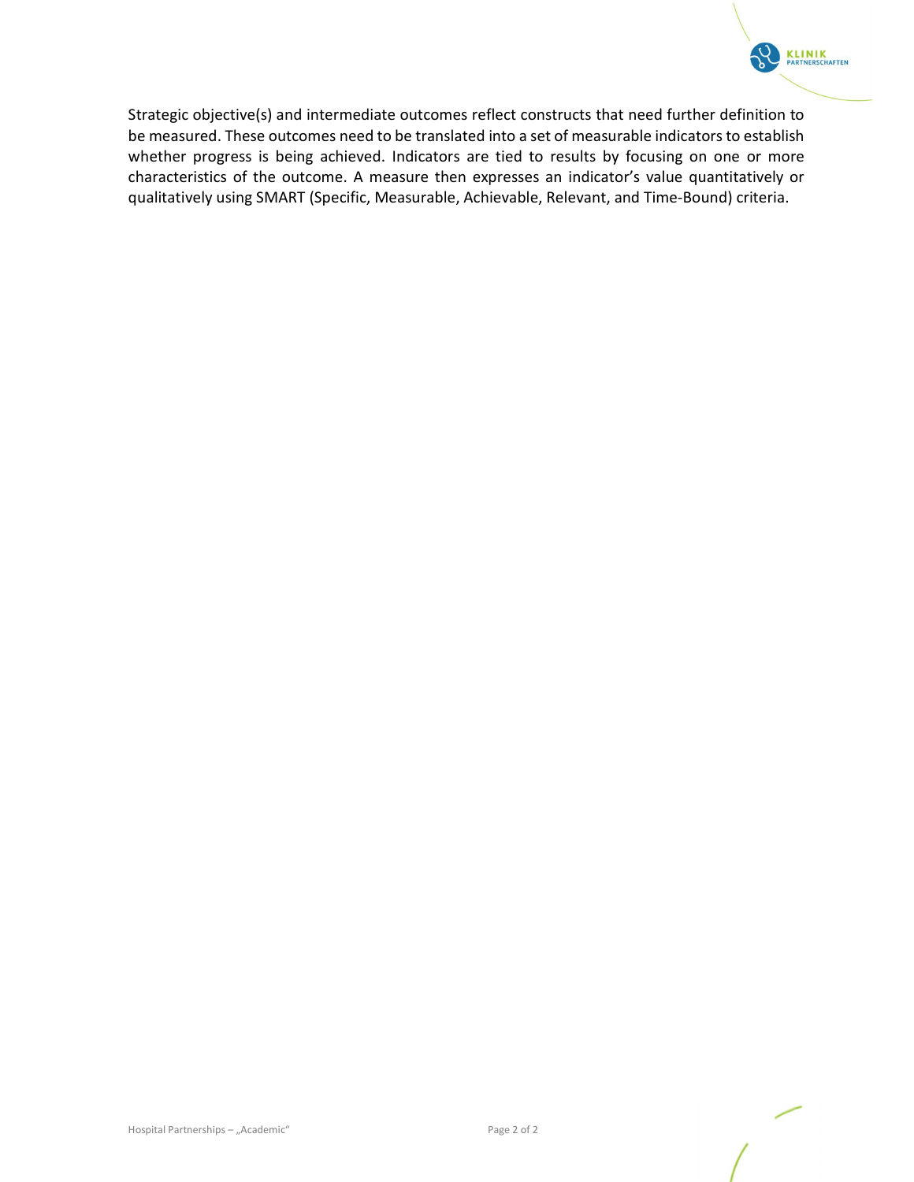Strategic objective(s) and intermediate outcomes reflect constructs that need further definition to be measured. These outcomes need to be translated into a set of measurable indicators to establish whether progress is being achieved. Indicators are tied to results by focusing on one or more characteristics of the outcome. A measure then expresses an indicator's value quantitatively or qualitatively using SMART (Specific, Measurable, Achievable, Relevant, and Time-Bound) criteria.